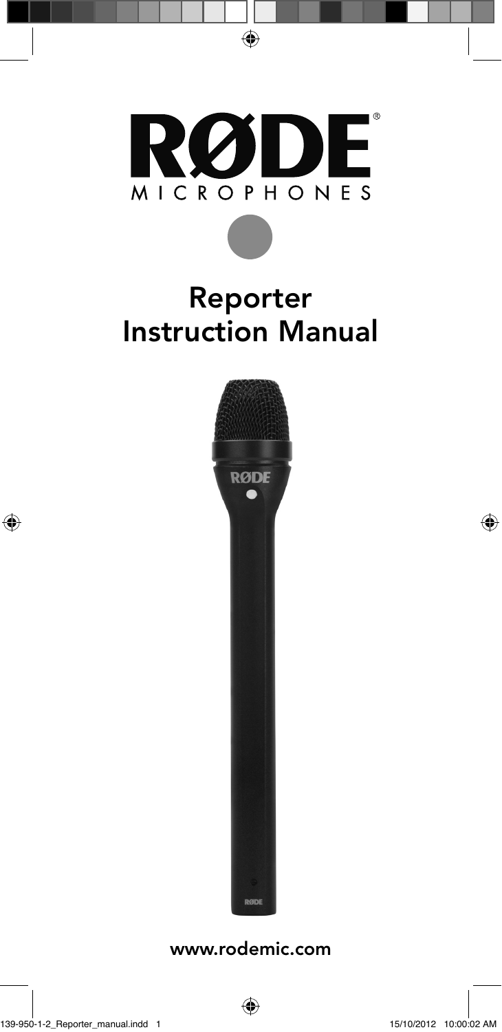RØDE®

MICROPHONES

# Reporter
# Instruction Manual

www.rodemic.com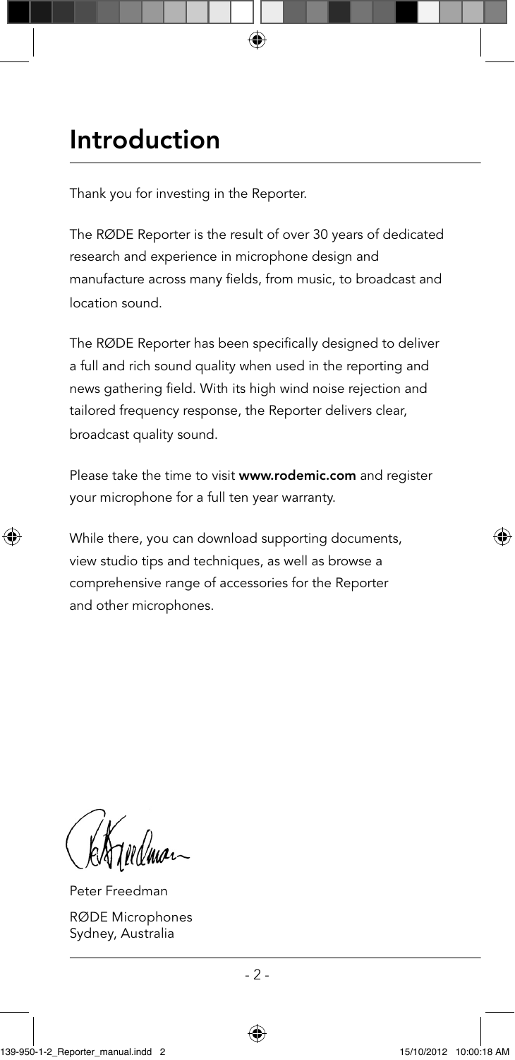# Introduction

Thank you for investing in the Reporter.

The RØDE Reporter is the result of over 30 years of dedicated research and experience in microphone design and manufacture across many fields, from music, to broadcast and location sound.

The RØDE Reporter has been specifically designed to deliver a full and rich sound quality when used in the reporting and news gathering field. With its high wind noise rejection and tailored frequency response, the Reporter delivers clear, broadcast quality sound.

Please take the time to visit **www.rodemic.com** and register your microphone for a full ten year warranty.

While there, you can download supporting documents, view studio tips and techniques, as well as browse a comprehensive range of accessories for the Reporter and other microphones.

Peter Freedman

RØDE Microphones
Sydney, Australia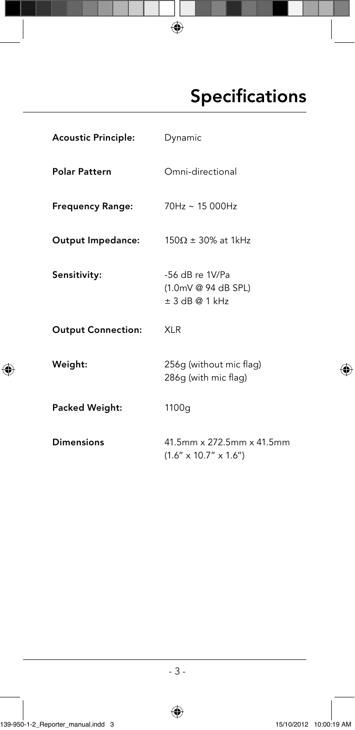# Specifications

| | |
|---|---|
| **Acoustic Principle:** | Dynamic |
| **Polar Pattern** | Omni-directional |
| **Frequency Range:** | 70Hz ~ 15 000Hz |
| **Output Impedance:** | 150Ω ± 30% at 1kHz |
| **Sensitivity:** | -56 dB re 1V/Pa<br>(1.0mV @ 94 dB SPL)<br>± 3 dB @ 1 kHz |
| **Output Connection:** | XLR |
| **Weight:** | 256g (without mic flag)<br>286g (with mic flag) |
| **Packed Weight:** | 1100g |
| **Dimensions** | 41.5mm x 272.5mm x 41.5mm<br>(1.6" x 10.7" x 1.6") |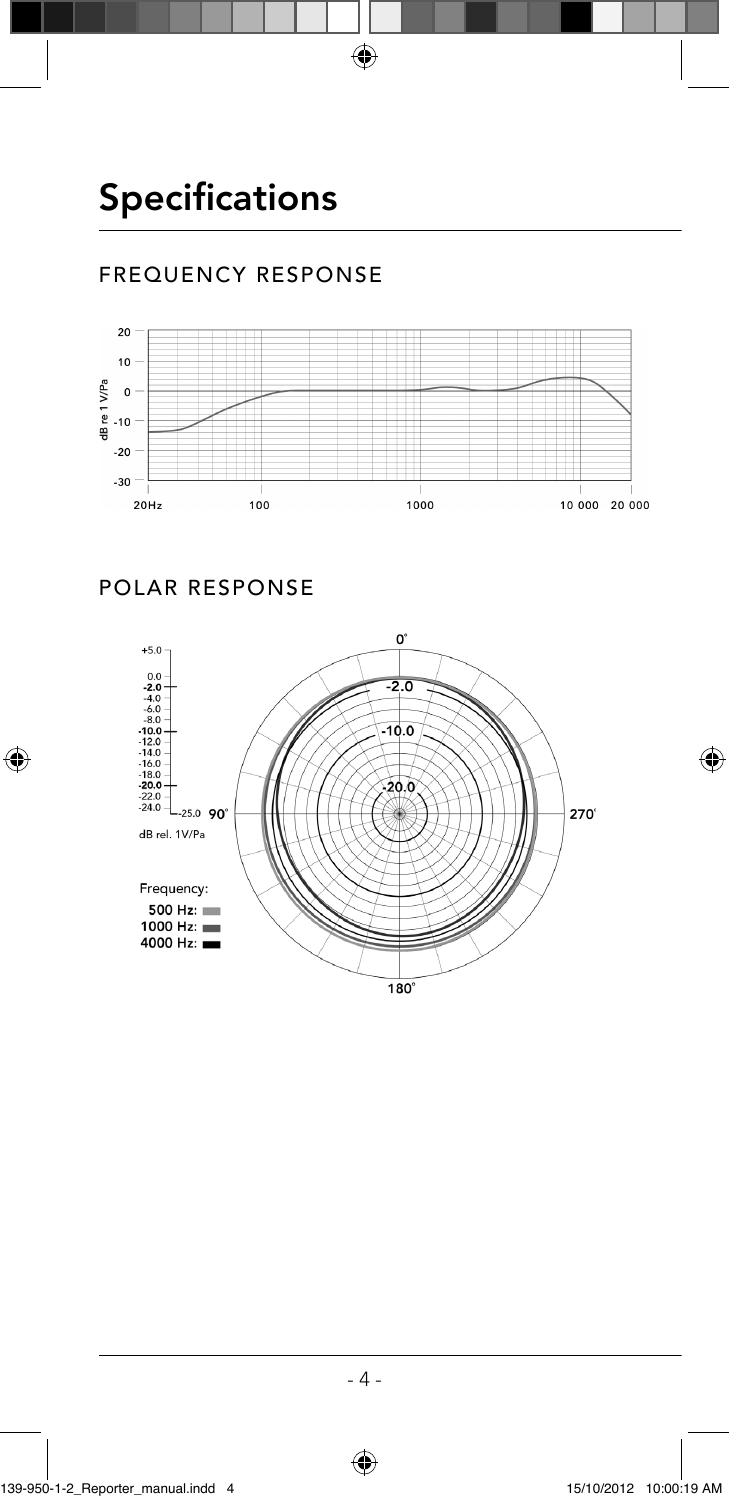# Specifications

## FREQUENCY RESPONSE

## POLAR RESPONSE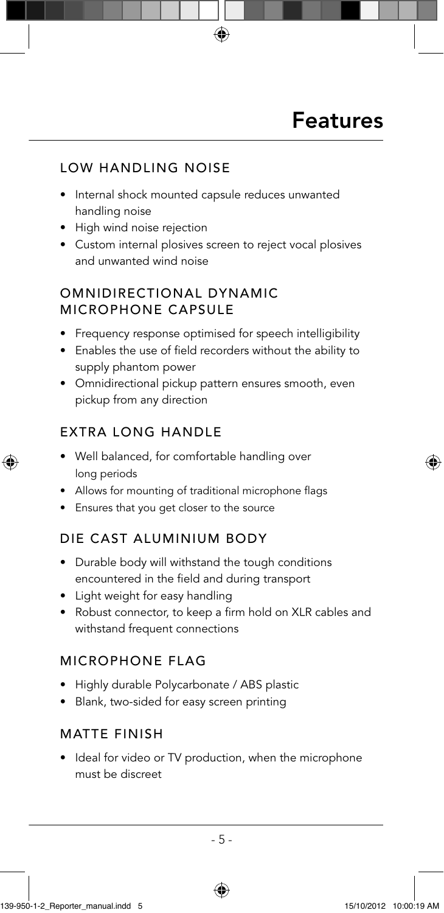# Features

## LOW HANDLING NOISE

- Internal shock mounted capsule reduces unwanted handling noise
- High wind noise rejection
- Custom internal plosives screen to reject vocal plosives and unwanted wind noise

## OMNIDIRECTIONAL DYNAMIC MICROPHONE CAPSULE

- Frequency response optimised for speech intelligibility
- Enables the use of field recorders without the ability to supply phantom power
- Omnidirectional pickup pattern ensures smooth, even pickup from any direction

## EXTRA LONG HANDLE

- Well balanced, for comfortable handling over long periods
- Allows for mounting of traditional microphone flags
- Ensures that you get closer to the source

## DIE CAST ALUMINIUM BODY

- Durable body will withstand the tough conditions encountered in the field and during transport
- Light weight for easy handling
- Robust connector, to keep a firm hold on XLR cables and withstand frequent connections

## MICROPHONE FLAG

- Highly durable Polycarbonate / ABS plastic
- Blank, two-sided for easy screen printing

## MATTE FINISH

- Ideal for video or TV production, when the microphone must be discreet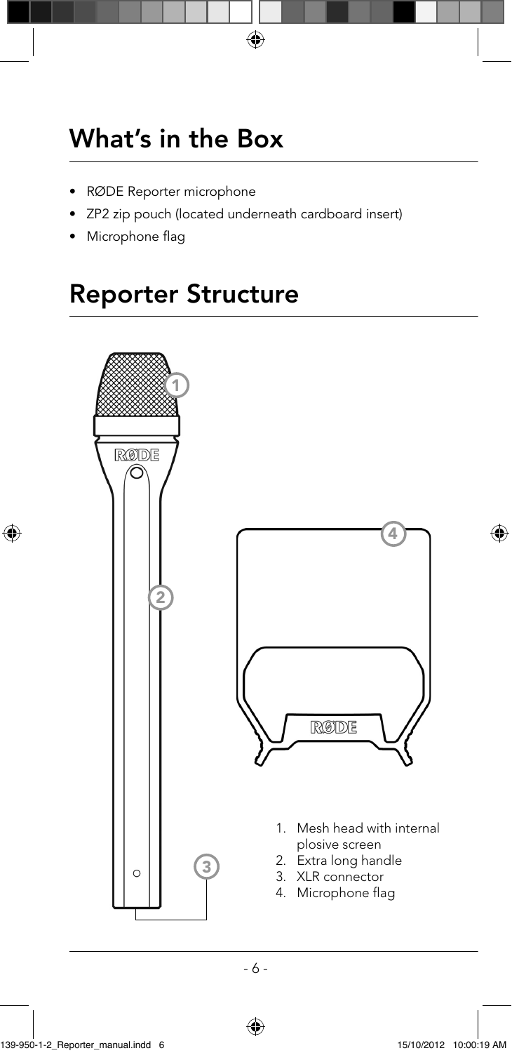# What's in the Box

- RØDE Reporter microphone
- ZP2 zip pouch (located underneath cardboard insert)
- Microphone flag

# Reporter Structure

1. Mesh head with internal plosive screen
2. Extra long handle
3. XLR connector
4. Microphone flag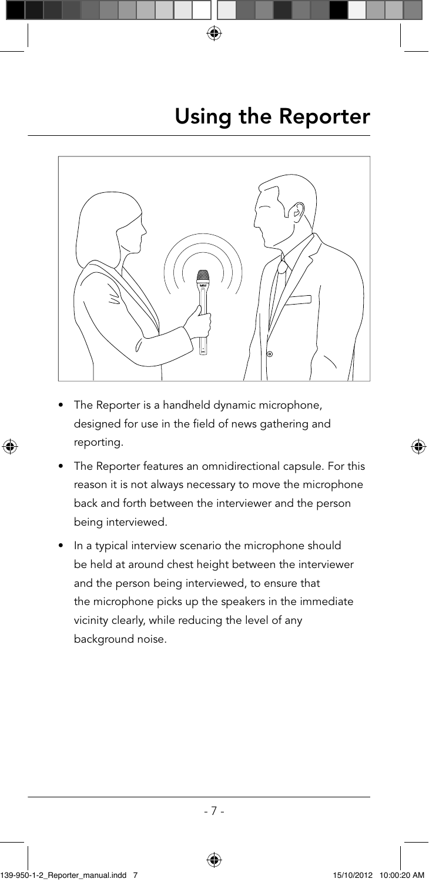# Using the Reporter

- The Reporter is a handheld dynamic microphone, designed for use in the field of news gathering and reporting.
- The Reporter features an omnidirectional capsule. For this reason it is not always necessary to move the microphone back and forth between the interviewer and the person being interviewed.
- In a typical interview scenario the microphone should be held at around chest height between the interviewer and the person being interviewed, to ensure that the microphone picks up the speakers in the immediate vicinity clearly, while reducing the level of any background noise.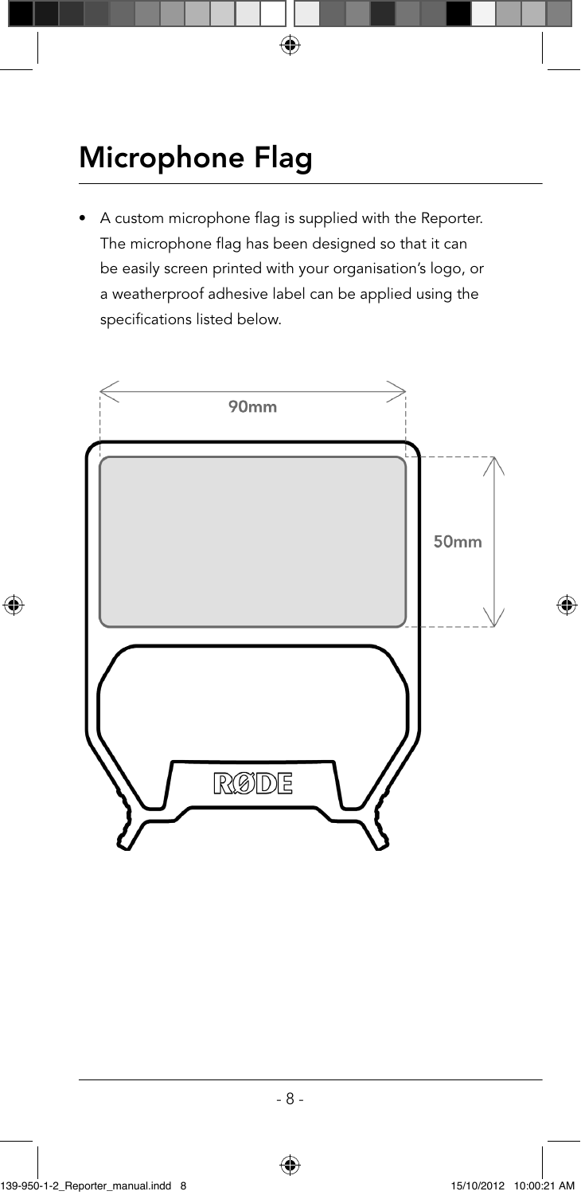# Microphone Flag

- A custom microphone flag is supplied with the Reporter. The microphone flag has been designed so that it can be easily screen printed with your organisation's logo, or a weatherproof adhesive label can be applied using the specifications listed below.

90mm

50mm

RØDE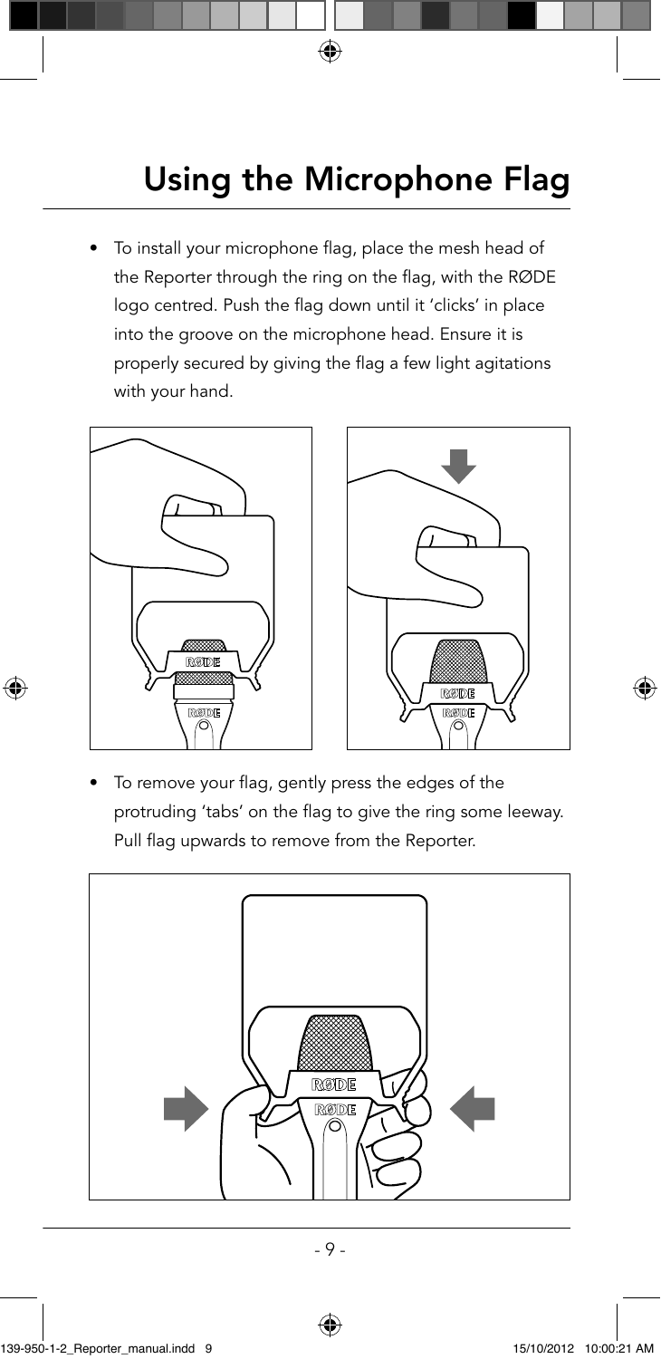# Using the Microphone Flag

- To install your microphone flag, place the mesh head of the Reporter through the ring on the flag, with the RØDE logo centred. Push the flag down until it 'clicks' in place into the groove on the microphone head. Ensure it is properly secured by giving the flag a few light agitations with your hand.

- To remove your flag, gently press the edges of the protruding 'tabs' on the flag to give the ring some leeway. Pull flag upwards to remove from the Reporter.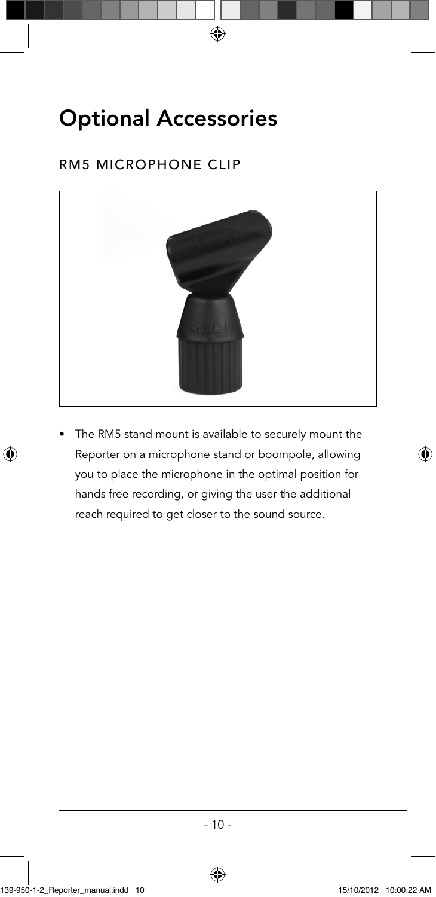# Optional Accessories

## RM5 MICROPHONE CLIP

- The RM5 stand mount is available to securely mount the Reporter on a microphone stand or boompole, allowing you to place the microphone in the optimal position for hands free recording, or giving the user the additional reach required to get closer to the sound source.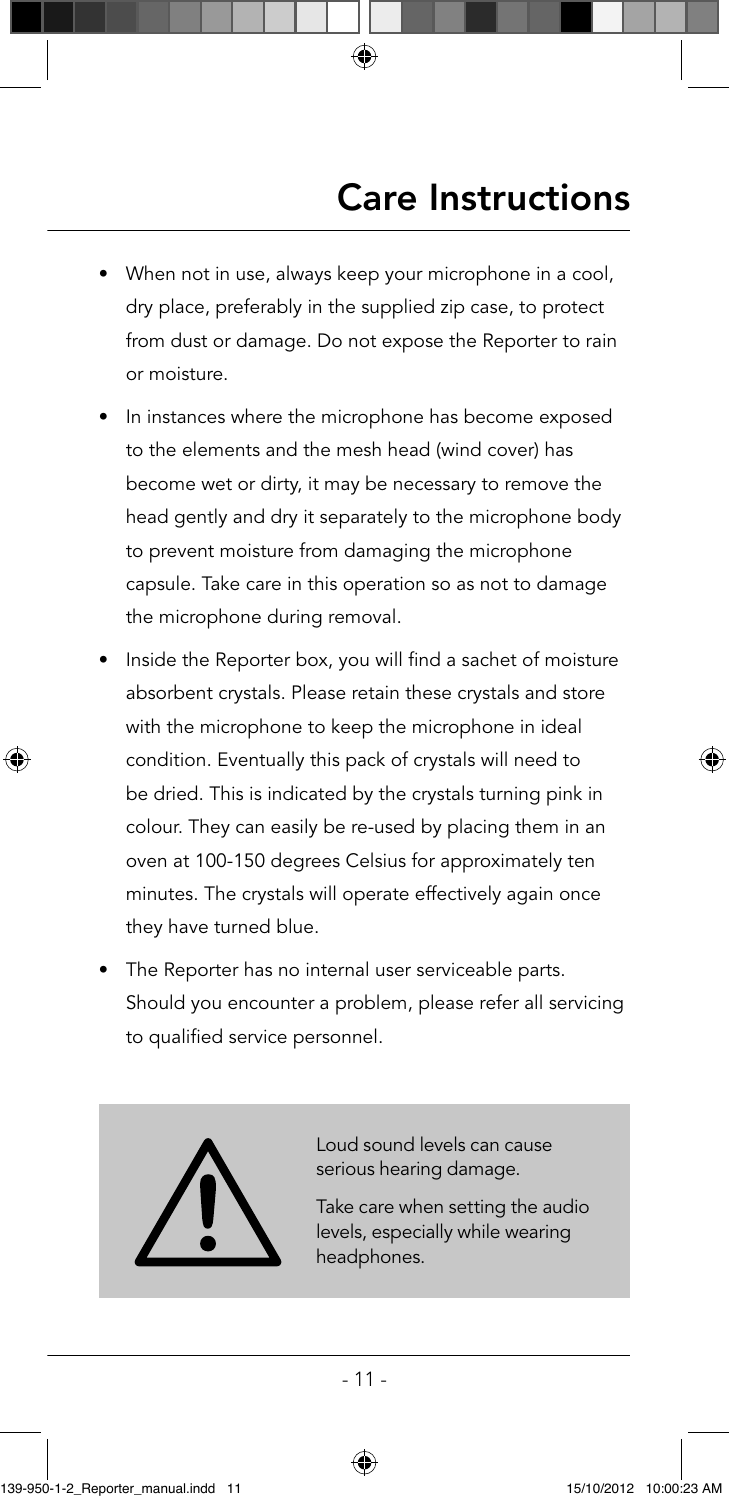# Care Instructions

- When not in use, always keep your microphone in a cool, dry place, preferably in the supplied zip case, to protect from dust or damage. Do not expose the Reporter to rain or moisture.
- In instances where the microphone has become exposed to the elements and the mesh head (wind cover) has become wet or dirty, it may be necessary to remove the head gently and dry it separately to the microphone body to prevent moisture from damaging the microphone capsule. Take care in this operation so as not to damage the microphone during removal.
- Inside the Reporter box, you will find a sachet of moisture absorbent crystals. Please retain these crystals and store with the microphone to keep the microphone in ideal condition. Eventually this pack of crystals will need to be dried. This is indicated by the crystals turning pink in colour. They can easily be re-used by placing them in an oven at 100-150 degrees Celsius for approximately ten minutes. The crystals will operate effectively again once they have turned blue.
- The Reporter has no internal user serviceable parts. Should you encounter a problem, please refer all servicing to qualified service personnel.

Loud sound levels can cause serious hearing damage.

Take care when setting the audio levels, especially while wearing headphones.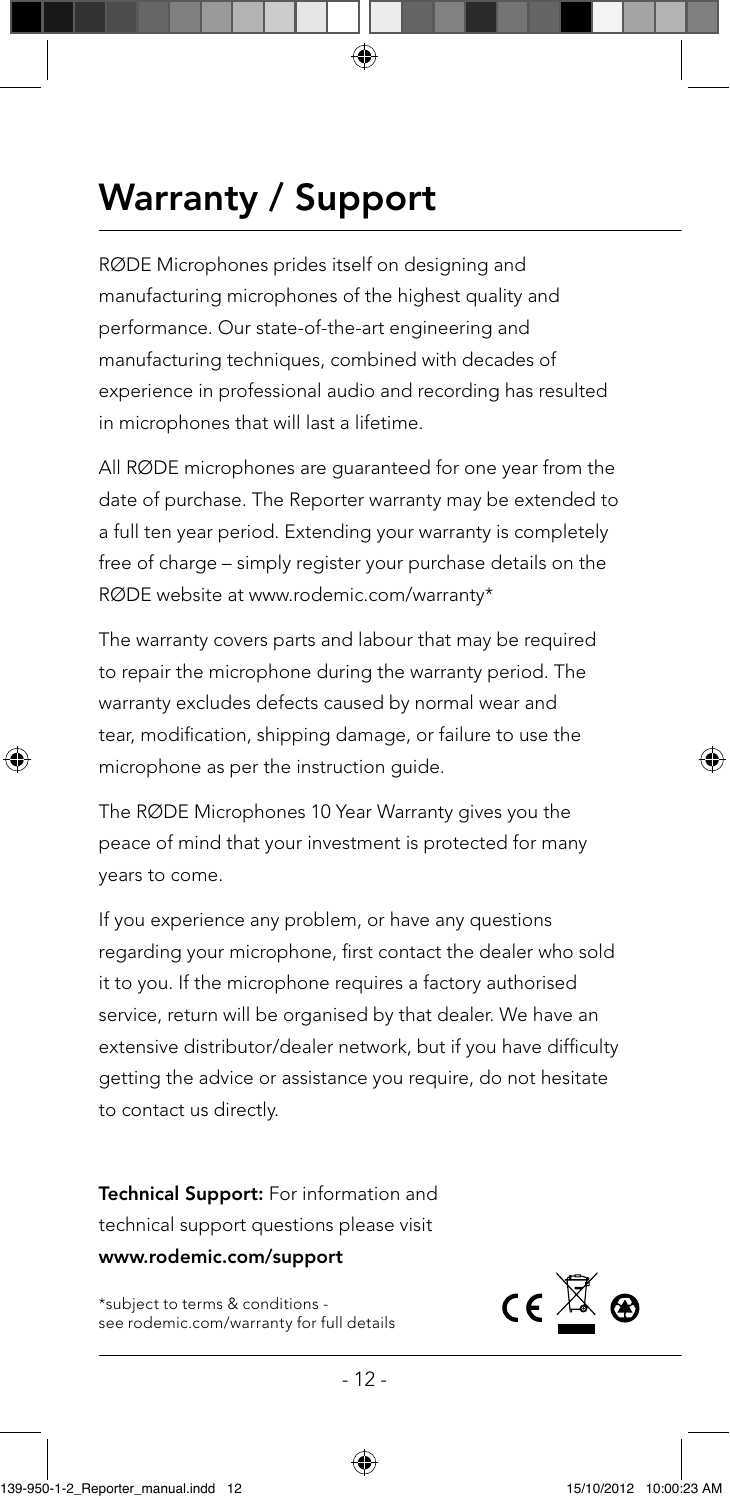# Warranty / Support

RØDE Microphones prides itself on designing and manufacturing microphones of the highest quality and performance. Our state-of-the-art engineering and manufacturing techniques, combined with decades of experience in professional audio and recording has resulted in microphones that will last a lifetime.

All RØDE microphones are guaranteed for one year from the date of purchase. The Reporter warranty may be extended to a full ten year period. Extending your warranty is completely free of charge – simply register your purchase details on the RØDE website at www.rodemic.com/warranty*

The warranty covers parts and labour that may be required to repair the microphone during the warranty period. The warranty excludes defects caused by normal wear and tear, modification, shipping damage, or failure to use the microphone as per the instruction guide.

The RØDE Microphones 10 Year Warranty gives you the peace of mind that your investment is protected for many years to come.

If you experience any problem, or have any questions regarding your microphone, first contact the dealer who sold it to you. If the microphone requires a factory authorised service, return will be organised by that dealer. We have an extensive distributor/dealer network, but if you have difficulty getting the advice or assistance you require, do not hesitate to contact us directly.

**Technical Support:** For information and technical support questions please visit **www.rodemic.com/support**

*subject to terms & conditions - see rodemic.com/warranty for full details